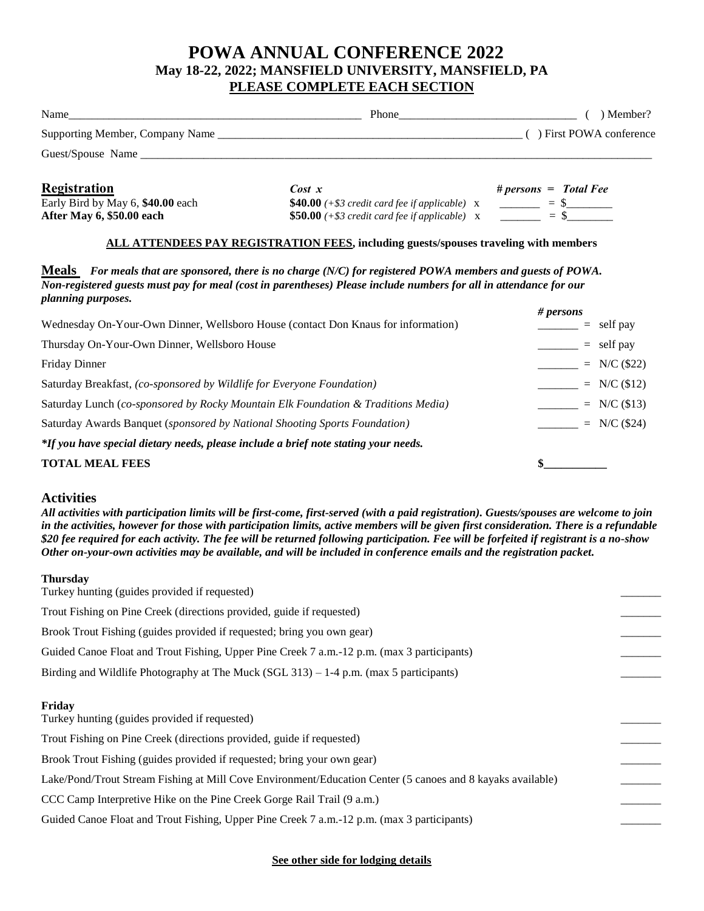# POWA ANNUAL CONFERENCE 2022

## May 18-22, 2022; MANSFIELD UNIVERSITY, MANSFIELD, PA

**PLEASE COMPLETE EACH SECTION**

Name_____________________________________________________ Phone_______________________________ ( ) Member?

Supporting Member, Company Name _______________________________________________________ ( ) First POWA conference

Guest/Spouse Name ___________________________________________________________________________________________

## Registration

| | *Cost x* | *# persons = Total Fee* |
|---|---|---|
| Early Bird by May 6, **$40.00** each | **$40.00** *(+$3 credit card fee if applicable)* x | _______ = $________ |
| **After May 6, $50.00 each** | **$50.00** *(+$3 credit card fee if applicable)* x | _______ = $________ |

**ALL ATTENDEES PAY REGISTRATION FEES, including guests/spouses traveling with members**

## Meals

***For meals that are sponsored, there is no charge (N/C) for registered POWA members and guests of POWA. Non-registered guests must pay for meal (cost in parentheses) Please include numbers for all in attendance for our planning purposes.***

| | *# persons* |
|---|---|
| Wednesday On-Your-Own Dinner, Wellsboro House (contact Don Knaus for information) | _______ = self pay |
| Thursday On-Your-Own Dinner, Wellsboro House | _______ = self pay |
| Friday Dinner | _______ = N/C ($22) |
| Saturday Breakfast, *(co-sponsored by Wildlife for Everyone Foundation)* | _______ = N/C ($12) |
| Saturday Lunch (*co-sponsored by Rocky Mountain Elk Foundation & Traditions Media)* | _______ = N/C ($13) |
| Saturday Awards Banquet (*sponsored by National Shooting Sports Foundation)* | _______ = N/C ($24) |

***If you have special dietary needs, please include a brief note stating your needs.***

**TOTAL MEAL FEES** **$___________**

## Activities

***All activities with participation limits will be first-come, first-served (with a paid registration). Guests/spouses are welcome to join in the activities, however for those with participation limits, active members will be given first consideration. There is a refundable $20 fee required for each activity. The fee will be returned following participation. Fee will be forfeited if registrant is a no-show Other on-your-own activities may be available, and will be included in conference emails and the registration packet.***

**Thursday**

| | |
|---|---|
| Turkey hunting (guides provided if requested) | _______ |
| Trout Fishing on Pine Creek (directions provided, guide if requested) | _______ |
| Brook Trout Fishing (guides provided if requested; bring you own gear) | _______ |
| Guided Canoe Float and Trout Fishing, Upper Pine Creek 7 a.m.-12 p.m. (max 3 participants) | _______ |
| Birding and Wildlife Photography at The Muck (SGL 313) – 1-4 p.m. (max 5 participants) | _______ |

**Friday**

| | |
|---|---|
| Turkey hunting (guides provided if requested) | _______ |
| Trout Fishing on Pine Creek (directions provided, guide if requested) | _______ |
| Brook Trout Fishing (guides provided if requested; bring your own gear) | _______ |
| Lake/Pond/Trout Stream Fishing at Mill Cove Environment/Education Center (5 canoes and 8 kayaks available) | _______ |
| CCC Camp Interpretive Hike on the Pine Creek Gorge Rail Trail (9 a.m.) | _______ |
| Guided Canoe Float and Trout Fishing, Upper Pine Creek 7 a.m.-12 p.m. (max 3 participants) | _______ |

**See other side for lodging details**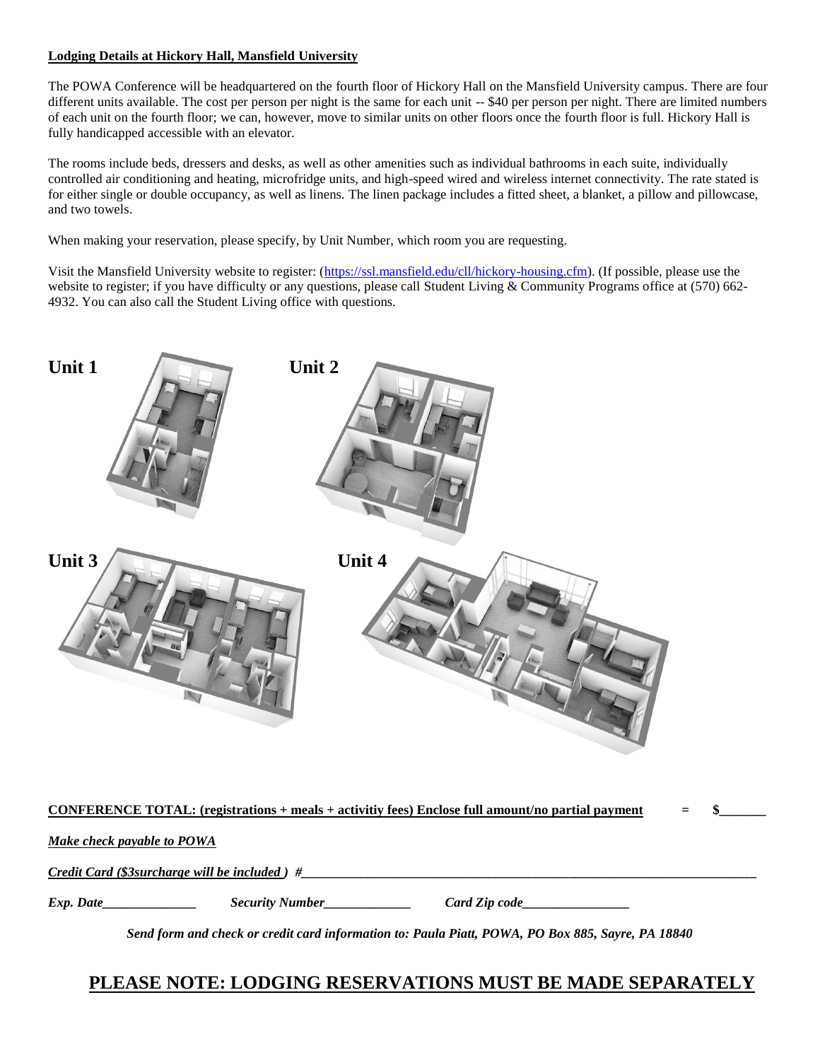**Lodging Details at Hickory Hall, Mansfield University**

The POWA Conference will be headquartered on the fourth floor of Hickory Hall on the Mansfield University campus. There are four different units available. The cost per person per night is the same for each unit -- $40 per person per night. There are limited numbers of each unit on the fourth floor; we can, however, move to similar units on other floors once the fourth floor is full. Hickory Hall is fully handicapped accessible with an elevator.

The rooms include beds, dressers and desks, as well as other amenities such as individual bathrooms in each suite, individually controlled air conditioning and heating, microfridge units, and high-speed wired and wireless internet connectivity. The rate stated is for either single or double occupancy, as well as linens. The linen package includes a fitted sheet, a blanket, a pillow and pillowcase, and two towels.

When making your reservation, please specify, by Unit Number, which room you are requesting.

Visit the Mansfield University website to register: (https://ssl.mansfield.edu/cll/hickory-housing.cfm). (If possible, please use the website to register; if you have difficulty or any questions, please call Student Living & Community Programs office at (570) 662-4932. You can also call the Student Living office with questions.

**Unit 1**

**Unit 2**

**Unit 3**

**Unit 4**

**CONFERENCE TOTAL: (registrations + meals + activitiy fees) Enclose full amount/no partial payment = $_______**

***Make check payable to POWA***

***Credit Card ($3surcharge will be included ) #___________________________________________________________________***

***Exp. Date______________ Security Number_____________ Card Zip code________________***

***Send form and check or credit card information to: Paula Piatt, POWA, PO Box 885, Sayre, PA 18840***

## PLEASE NOTE: LODGING RESERVATIONS MUST BE MADE SEPARATELY